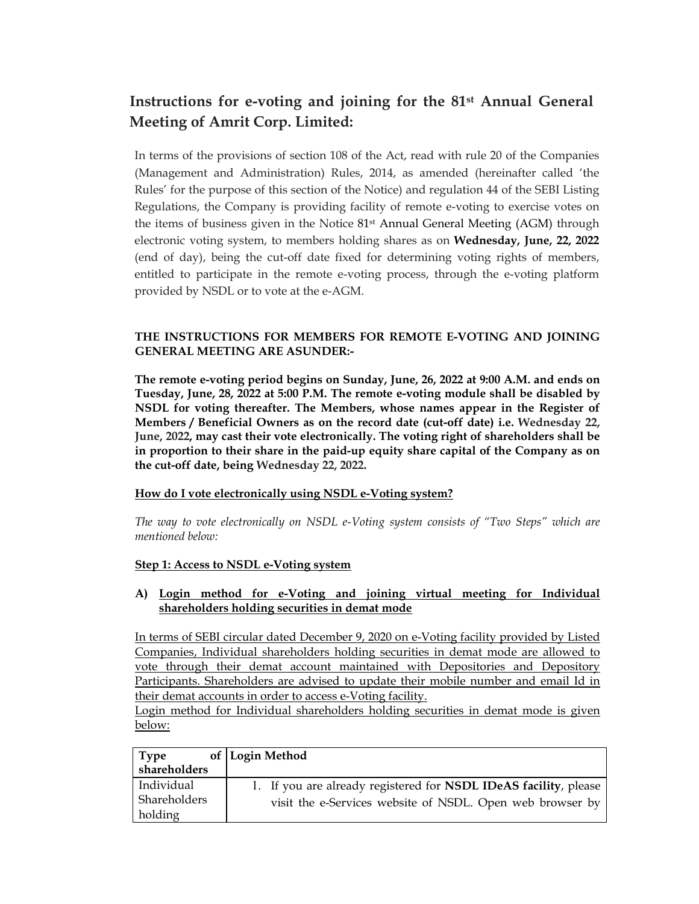## Instructions for e-voting and joining for the 81st Annual General Meeting of Amrit Corp. Limited:

In terms of the provisions of section 108 of the Act, read with rule 20 of the Companies (Management and Administration) Rules, 2014, as amended (hereinafter called 'the Rules' for the purpose of this section of the Notice) and regulation 44 of the SEBI Listing Regulations, the Company is providing facility of remote e-voting to exercise votes on the items of business given in the Notice 81st Annual General Meeting (AGM) through electronic voting system, to members holding shares as on **Wednesday, June, 22, 2022** (end of day), being the cut-off date fixed for determining voting rights of members, entitled to participate in the remote e-voting process, through the e-voting platform provided by NSDL or to vote at the e-AGM.

**THE INSTRUCTIONS FOR MEMBERS FOR REMOTE E-VOTING AND JOINING GENERAL MEETING ARE ASUNDER:-**

**The remote e-voting period begins on Sunday, June, 26, 2022 at 9:00 A.M. and ends on Tuesday, June, 28, 2022 at 5:00 P.M. The remote e-voting module shall be disabled by NSDL for voting thereafter. The Members, whose names appear in the Register of Members / Beneficial Owners as on the record date (cut-off date) i.e. Wednesday 22, June, 2022, may cast their vote electronically. The voting right of shareholders shall be in proportion to their share in the paid-up equity share capital of the Company as on the cut-off date, being Wednesday 22, 2022.**

<u>**How do I vote electronically using NSDL e-Voting system?**</u>

*The way to vote electronically on NSDL e-Voting system consists of "Two Steps" which are mentioned below:*

<u>**Step 1: Access to NSDL e-Voting system**</u>

**A)** <u>**Login method for e-Voting and joining virtual meeting for Individual shareholders holding securities in demat mode**</u>

<u>In terms of SEBI circular dated December 9, 2020 on e-Voting facility provided by Listed Companies, Individual shareholders holding securities in demat mode are allowed to vote through their demat account maintained with Depositories and Depository Participants. Shareholders are advised to update their mobile number and email Id in their demat accounts in order to access e-Voting facility.</u>

<u>Login method for Individual shareholders holding securities in demat mode is given below:</u>

| Type of shareholders | Login Method |
|---|---|
| Individual Shareholders holding | 1. If you are already registered for **NSDL IDeAS facility**, please visit the e-Services website of NSDL. Open web browser by |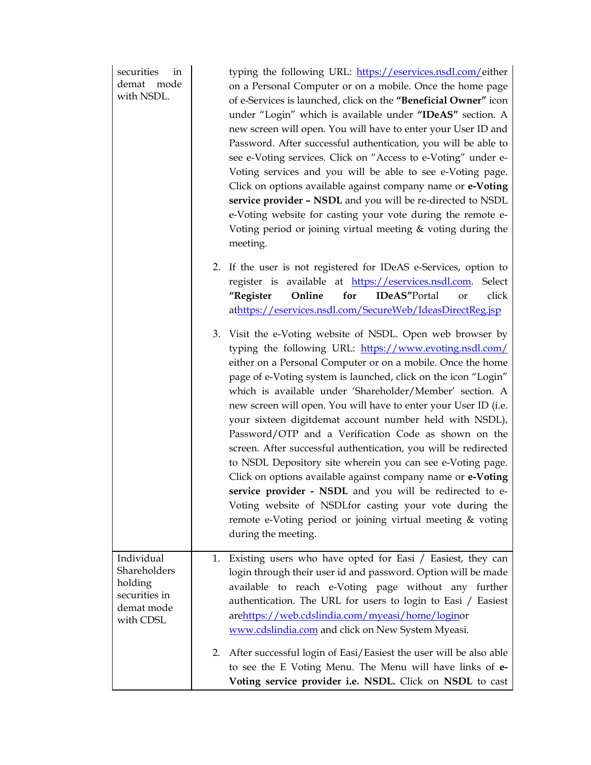| | |
|---|---|
| securities in demat mode with NSDL. | typing the following URL: https://eservices.nsdl.com/either on a Personal Computer or on a mobile. Once the home page of e-Services is launched, click on the **"Beneficial Owner"** icon under "Login" which is available under **"IDeAS"** section. A new screen will open. You will have to enter your User ID and Password. After successful authentication, you will be able to see e-Voting services. Click on "Access to e-Voting" under e-Voting services and you will be able to see e-Voting page. Click on options available against company name or **e-Voting service provider – NSDL** and you will be re-directed to NSDL e-Voting website for casting your vote during the remote e-Voting period or joining virtual meeting & voting during the meeting.<br><br>2. If the user is not registered for IDeAS e-Services, option to register is available at https://eservices.nsdl.com. Select **"Register Online for IDeAS"**Portal or click athttps://eservices.nsdl.com/SecureWeb/IdeasDirectReg.jsp<br><br>3. Visit the e-Voting website of NSDL. Open web browser by typing the following URL: https://www.evoting.nsdl.com/ either on a Personal Computer or on a mobile. Once the home page of e-Voting system is launched, click on the icon "Login" which is available under 'Shareholder/Member' section. A new screen will open. You will have to enter your User ID (i.e. your sixteen digitdemat account number held with NSDL), Password/OTP and a Verification Code as shown on the screen. After successful authentication, you will be redirected to NSDL Depository site wherein you can see e-Voting page. Click on options available against company name or **e-Voting service provider - NSDL** and you will be redirected to e-Voting website of NSDLfor casting your vote during the remote e-Voting period or joining virtual meeting & voting during the meeting. |
| Individual Shareholders holding securities in demat mode with CDSL | 1. Existing users who have opted for Easi / Easiest, they can login through their user id and password. Option will be made available to reach e-Voting page without any further authentication. The URL for users to login to Easi / Easiest arehttps://web.cdslindia.com/myeasi/home/loginor www.cdslindia.com and click on New System Myeasi.<br><br>2. After successful login of Easi/Easiest the user will be also able to see the E Voting Menu. The Menu will have links of **e-Voting service provider i.e. NSDL.** Click on **NSDL** to cast |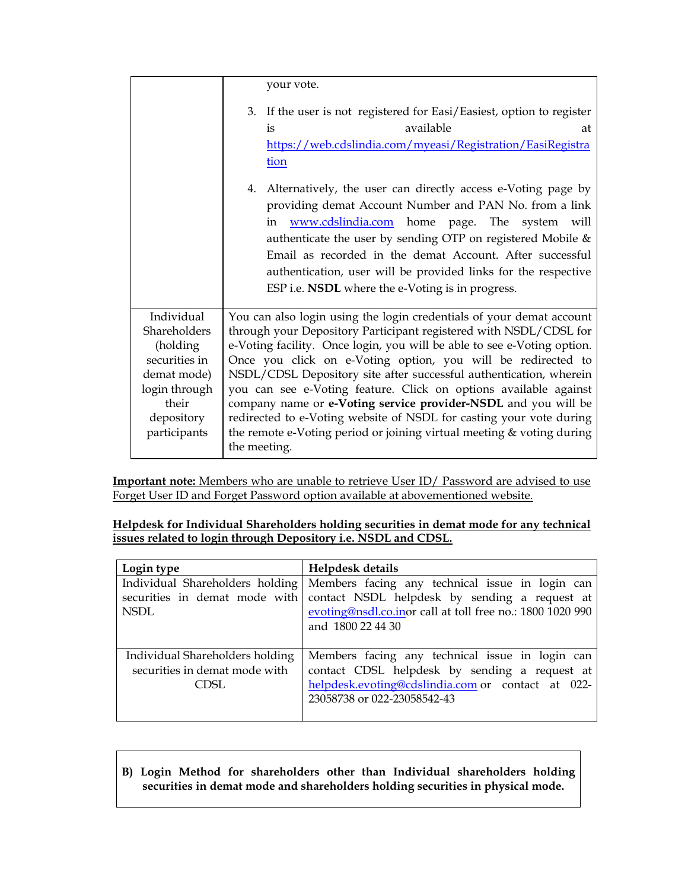| | |
|---|---|
| | your vote.<br><br>3. If the user is not registered for Easi/Easiest, option to register is available at https://web.cdslindia.com/myeasi/Registration/EasiRegistration<br><br>4. Alternatively, the user can directly access e-Voting page by providing demat Account Number and PAN No. from a link in www.cdslindia.com home page. The system will authenticate the user by sending OTP on registered Mobile & Email as recorded in the demat Account. After successful authentication, user will be provided links for the respective ESP i.e. **NSDL** where the e-Voting is in progress. |
| Individual Shareholders (holding securities in demat mode) login through their depository participants | You can also login using the login credentials of your demat account through your Depository Participant registered with NSDL/CDSL for e-Voting facility. Once login, you will be able to see e-Voting option. Once you click on e-Voting option, you will be redirected to NSDL/CDSL Depository site after successful authentication, wherein you can see e-Voting feature. Click on options available against company name or **e-Voting service provider-NSDL** and you will be redirected to e-Voting website of NSDL for casting your vote during the remote e-Voting period or joining virtual meeting & voting during the meeting. |

**Important note:** Members who are unable to retrieve User ID/ Password are advised to use Forget User ID and Forget Password option available at abovementioned website.

**Helpdesk for Individual Shareholders holding securities in demat mode for any technical issues related to login through Depository i.e. NSDL and CDSL.**

| Login type | Helpdesk details |
|---|---|
| Individual Shareholders holding securities in demat mode with NSDL | Members facing any technical issue in login can contact NSDL helpdesk by sending a request at evoting@nsdl.co.inor call at toll free no.: 1800 1020 990 and 1800 22 44 30 |
| Individual Shareholders holding securities in demat mode with CDSL | Members facing any technical issue in login can contact CDSL helpdesk by sending a request at helpdesk.evoting@cdslindia.com or contact at 022-23058738 or 022-23058542-43 |

**B) Login Method for shareholders other than Individual shareholders holding securities in demat mode and shareholders holding securities in physical mode.**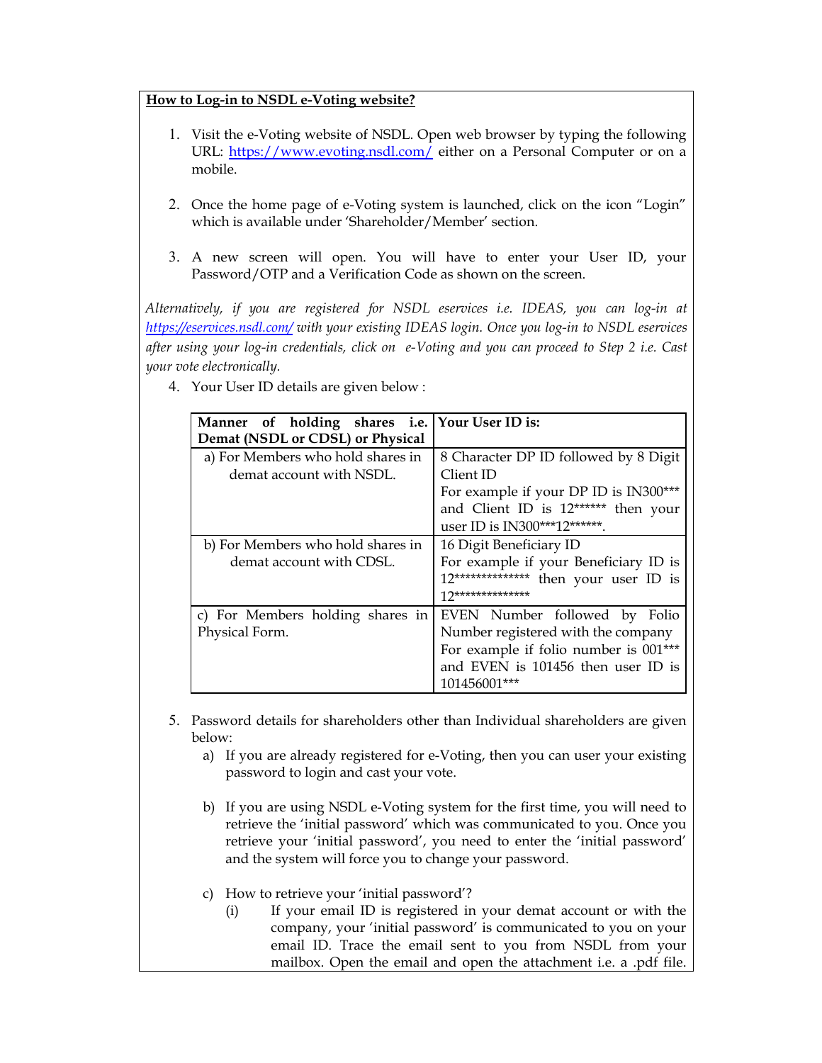**How to Log-in to NSDL e-Voting website?**

1. Visit the e-Voting website of NSDL. Open web browser by typing the following URL: https://www.evoting.nsdl.com/ either on a Personal Computer or on a mobile.

2. Once the home page of e-Voting system is launched, click on the icon "Login" which is available under 'Shareholder/Member' section.

3. A new screen will open. You will have to enter your User ID, your Password/OTP and a Verification Code as shown on the screen.

*Alternatively, if you are registered for NSDL eservices i.e. IDEAS, you can log-in at https://eservices.nsdl.com/ with your existing IDEAS login. Once you log-in to NSDL eservices after using your log-in credentials, click on e-Voting and you can proceed to Step 2 i.e. Cast your vote electronically.*

4. Your User ID details are given below :

| Manner of holding shares i.e. Demat (NSDL or CDSL) or Physical | Your User ID is: |
|---|---|
| a) For Members who hold shares in demat account with NSDL. | 8 Character DP ID followed by 8 Digit Client ID<br>For example if your DP ID is IN300*** and Client ID is 12****** then your user ID is IN300***12******. |
| b) For Members who hold shares in demat account with CDSL. | 16 Digit Beneficiary ID<br>For example if your Beneficiary ID is 12************** then your user ID is 12************** |
| c) For Members holding shares in Physical Form. | EVEN Number followed by Folio Number registered with the company<br>For example if folio number is 001*** and EVEN is 101456 then user ID is 101456001*** |

5. Password details for shareholders other than Individual shareholders are given below:
   a) If you are already registered for e-Voting, then you can user your existing password to login and cast your vote.

   b) If you are using NSDL e-Voting system for the first time, you will need to retrieve the 'initial password' which was communicated to you. Once you retrieve your 'initial password', you need to enter the 'initial password' and the system will force you to change your password.

   c) How to retrieve your 'initial password'?
      (i) If your email ID is registered in your demat account or with the company, your 'initial password' is communicated to you on your email ID. Trace the email sent to you from NSDL from your mailbox. Open the email and open the attachment i.e. a .pdf file.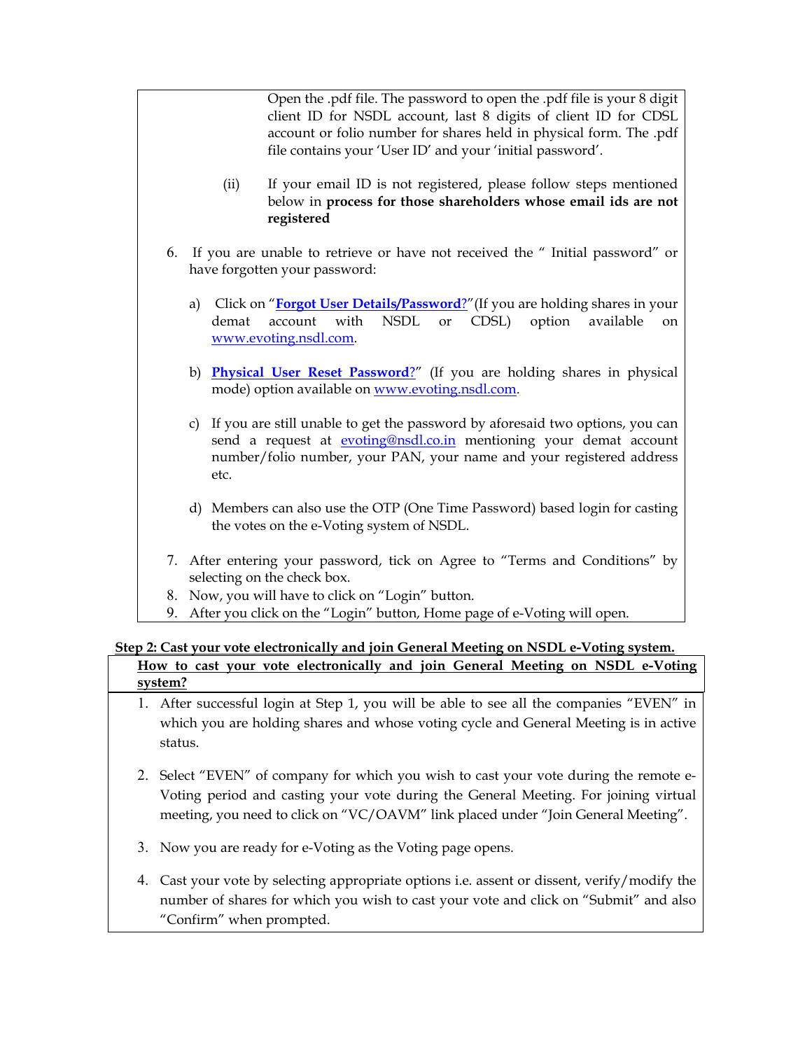Open the .pdf file. The password to open the .pdf file is your 8 digit client ID for NSDL account, last 8 digits of client ID for CDSL account or folio number for shares held in physical form. The .pdf file contains your 'User ID' and your 'initial password'.

(ii) If your email ID is not registered, please follow steps mentioned below in **process for those shareholders whose email ids are not registered**

6. If you are unable to retrieve or have not received the " Initial password" or have forgotten your password:

   a) Click on "**Forgot User Details/Password?**"(If you are holding shares in your demat account with NSDL or CDSL) option available on www.evoting.nsdl.com.

   b) **Physical User Reset Password?**" (If you are holding shares in physical mode) option available on www.evoting.nsdl.com.

   c) If you are still unable to get the password by aforesaid two options, you can send a request at evoting@nsdl.co.in mentioning your demat account number/folio number, your PAN, your name and your registered address etc.

   d) Members can also use the OTP (One Time Password) based login for casting the votes on the e-Voting system of NSDL.

7. After entering your password, tick on Agree to "Terms and Conditions" by selecting on the check box.
8. Now, you will have to click on "Login" button.
9. After you click on the "Login" button, Home page of e-Voting will open.

**Step 2: Cast your vote electronically and join General Meeting on NSDL e-Voting system.**

**How to cast your vote electronically and join General Meeting on NSDL e-Voting system?**

1. After successful login at Step 1, you will be able to see all the companies "EVEN" in which you are holding shares and whose voting cycle and General Meeting is in active status.

2. Select "EVEN" of company for which you wish to cast your vote during the remote e-Voting period and casting your vote during the General Meeting. For joining virtual meeting, you need to click on "VC/OAVM" link placed under "Join General Meeting".

3. Now you are ready for e-Voting as the Voting page opens.

4. Cast your vote by selecting appropriate options i.e. assent or dissent, verify/modify the number of shares for which you wish to cast your vote and click on "Submit" and also "Confirm" when prompted.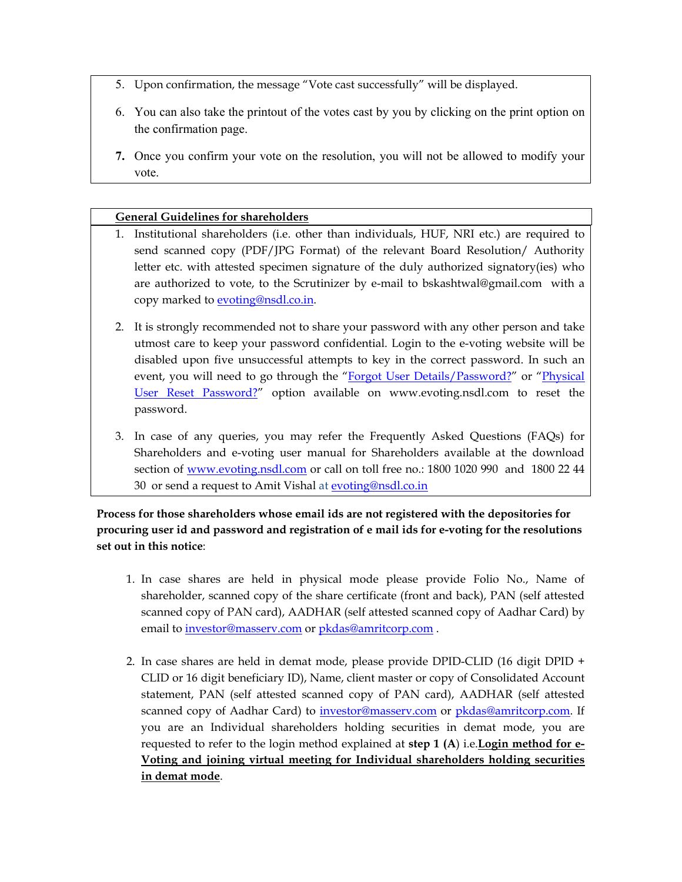5. Upon confirmation, the message "Vote cast successfully" will be displayed.

6. You can also take the printout of the votes cast by you by clicking on the print option on the confirmation page.

7. Once you confirm your vote on the resolution, you will not be allowed to modify your vote.

**General Guidelines for shareholders**

1. Institutional shareholders (i.e. other than individuals, HUF, NRI etc.) are required to send scanned copy (PDF/JPG Format) of the relevant Board Resolution/ Authority letter etc. with attested specimen signature of the duly authorized signatory(ies) who are authorized to vote, to the Scrutinizer by e-mail to bskashtwal@gmail.com with a copy marked to evoting@nsdl.co.in.

2. It is strongly recommended not to share your password with any other person and take utmost care to keep your password confidential. Login to the e-voting website will be disabled upon five unsuccessful attempts to key in the correct password. In such an event, you will need to go through the "Forgot User Details/Password?" or "Physical User Reset Password?" option available on www.evoting.nsdl.com to reset the password.

3. In case of any queries, you may refer the Frequently Asked Questions (FAQs) for Shareholders and e-voting user manual for Shareholders available at the download section of www.evoting.nsdl.com or call on toll free no.: 1800 1020 990 and 1800 22 44 30 or send a request to Amit Vishal at evoting@nsdl.co.in

**Process for those shareholders whose email ids are not registered with the depositories for procuring user id and password and registration of e mail ids for e-voting for the resolutions set out in this notice**:

1. In case shares are held in physical mode please provide Folio No., Name of shareholder, scanned copy of the share certificate (front and back), PAN (self attested scanned copy of PAN card), AADHAR (self attested scanned copy of Aadhar Card) by email to investor@masserv.com or pkdas@amritcorp.com .

2. In case shares are held in demat mode, please provide DPID-CLID (16 digit DPID + CLID or 16 digit beneficiary ID), Name, client master or copy of Consolidated Account statement, PAN (self attested scanned copy of PAN card), AADHAR (self attested scanned copy of Aadhar Card) to investor@masserv.com or pkdas@amritcorp.com. If you are an Individual shareholders holding securities in demat mode, you are requested to refer to the login method explained at **step 1 (A**) i.e.**Login method for e-Voting and joining virtual meeting for Individual shareholders holding securities in demat mode**.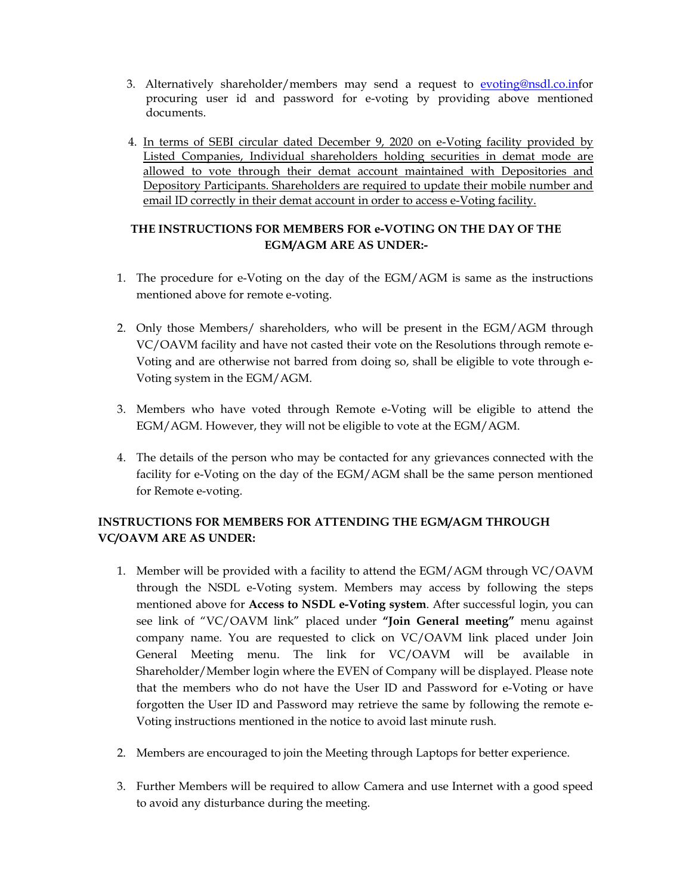3. Alternatively shareholder/members may send a request to evoting@nsdl.co.infor procuring user id and password for e-voting by providing above mentioned documents.

4. <u>In terms of SEBI circular dated December 9, 2020 on e-Voting facility provided by Listed Companies, Individual shareholders holding securities in demat mode are allowed to vote through their demat account maintained with Depositories and Depository Participants. Shareholders are required to update their mobile number and email ID correctly in their demat account in order to access e-Voting facility.</u>

**THE INSTRUCTIONS FOR MEMBERS FOR e-VOTING ON THE DAY OF THE EGM/AGM ARE AS UNDER:-**

1. The procedure for e-Voting on the day of the EGM/AGM is same as the instructions mentioned above for remote e-voting.

2. Only those Members/ shareholders, who will be present in the EGM/AGM through VC/OAVM facility and have not casted their vote on the Resolutions through remote e-Voting and are otherwise not barred from doing so, shall be eligible to vote through e-Voting system in the EGM/AGM.

3. Members who have voted through Remote e-Voting will be eligible to attend the EGM/AGM. However, they will not be eligible to vote at the EGM/AGM.

4. The details of the person who may be contacted for any grievances connected with the facility for e-Voting on the day of the EGM/AGM shall be the same person mentioned for Remote e-voting.

**INSTRUCTIONS FOR MEMBERS FOR ATTENDING THE EGM/AGM THROUGH VC/OAVM ARE AS UNDER:**

1. Member will be provided with a facility to attend the EGM/AGM through VC/OAVM through the NSDL e-Voting system. Members may access by following the steps mentioned above for **Access to NSDL e-Voting system**. After successful login, you can see link of "VC/OAVM link" placed under **"Join General meeting"** menu against company name. You are requested to click on VC/OAVM link placed under Join General Meeting menu. The link for VC/OAVM will be available in Shareholder/Member login where the EVEN of Company will be displayed. Please note that the members who do not have the User ID and Password for e-Voting or have forgotten the User ID and Password may retrieve the same by following the remote e-Voting instructions mentioned in the notice to avoid last minute rush.

2. Members are encouraged to join the Meeting through Laptops for better experience.

3. Further Members will be required to allow Camera and use Internet with a good speed to avoid any disturbance during the meeting.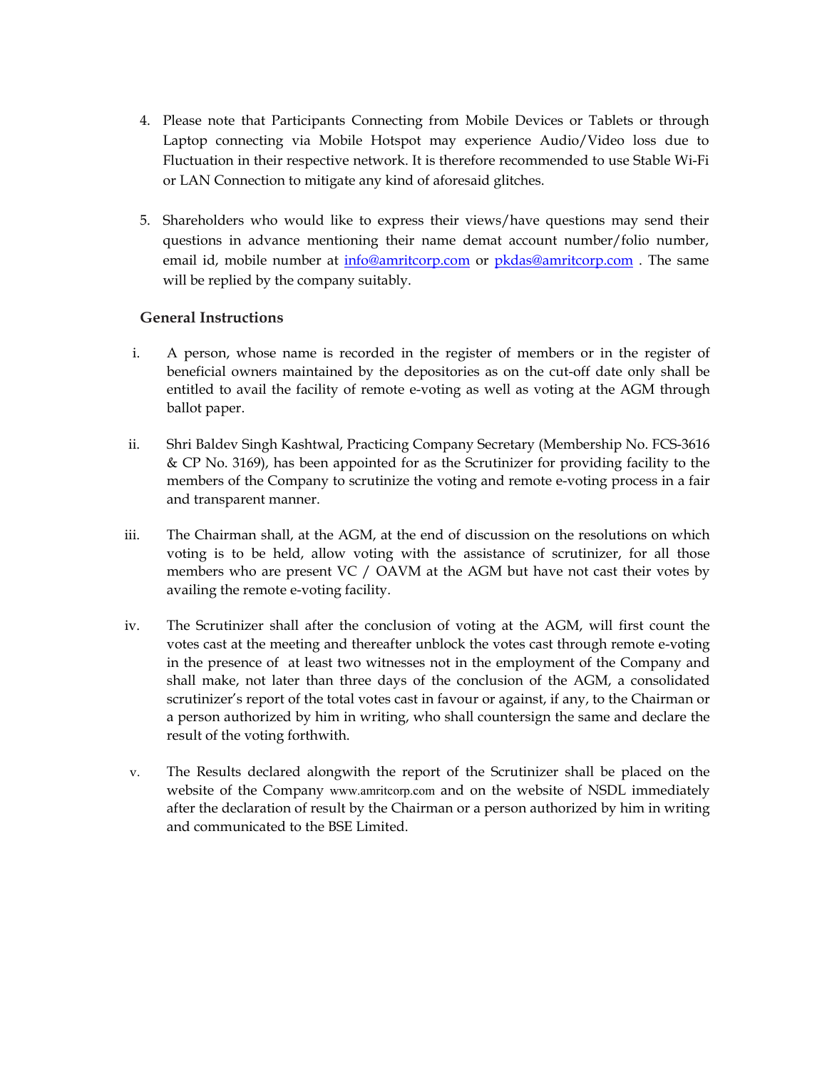4. Please note that Participants Connecting from Mobile Devices or Tablets or through Laptop connecting via Mobile Hotspot may experience Audio/Video loss due to Fluctuation in their respective network. It is therefore recommended to use Stable Wi-Fi or LAN Connection to mitigate any kind of aforesaid glitches.

5. Shareholders who would like to express their views/have questions may send their questions in advance mentioning their name demat account number/folio number, email id, mobile number at info@amritcorp.com or pkdas@amritcorp.com . The same will be replied by the company suitably.

**General Instructions**

i. A person, whose name is recorded in the register of members or in the register of beneficial owners maintained by the depositories as on the cut-off date only shall be entitled to avail the facility of remote e-voting as well as voting at the AGM through ballot paper.

ii. Shri Baldev Singh Kashtwal, Practicing Company Secretary (Membership No. FCS-3616 & CP No. 3169), has been appointed for as the Scrutinizer for providing facility to the members of the Company to scrutinize the voting and remote e-voting process in a fair and transparent manner.

iii. The Chairman shall, at the AGM, at the end of discussion on the resolutions on which voting is to be held, allow voting with the assistance of scrutinizer, for all those members who are present VC / OAVM at the AGM but have not cast their votes by availing the remote e-voting facility.

iv. The Scrutinizer shall after the conclusion of voting at the AGM, will first count the votes cast at the meeting and thereafter unblock the votes cast through remote e-voting in the presence of at least two witnesses not in the employment of the Company and shall make, not later than three days of the conclusion of the AGM, a consolidated scrutinizer's report of the total votes cast in favour or against, if any, to the Chairman or a person authorized by him in writing, who shall countersign the same and declare the result of the voting forthwith.

v. The Results declared alongwith the report of the Scrutinizer shall be placed on the website of the Company www.amritcorp.com and on the website of NSDL immediately after the declaration of result by the Chairman or a person authorized by him in writing and communicated to the BSE Limited.